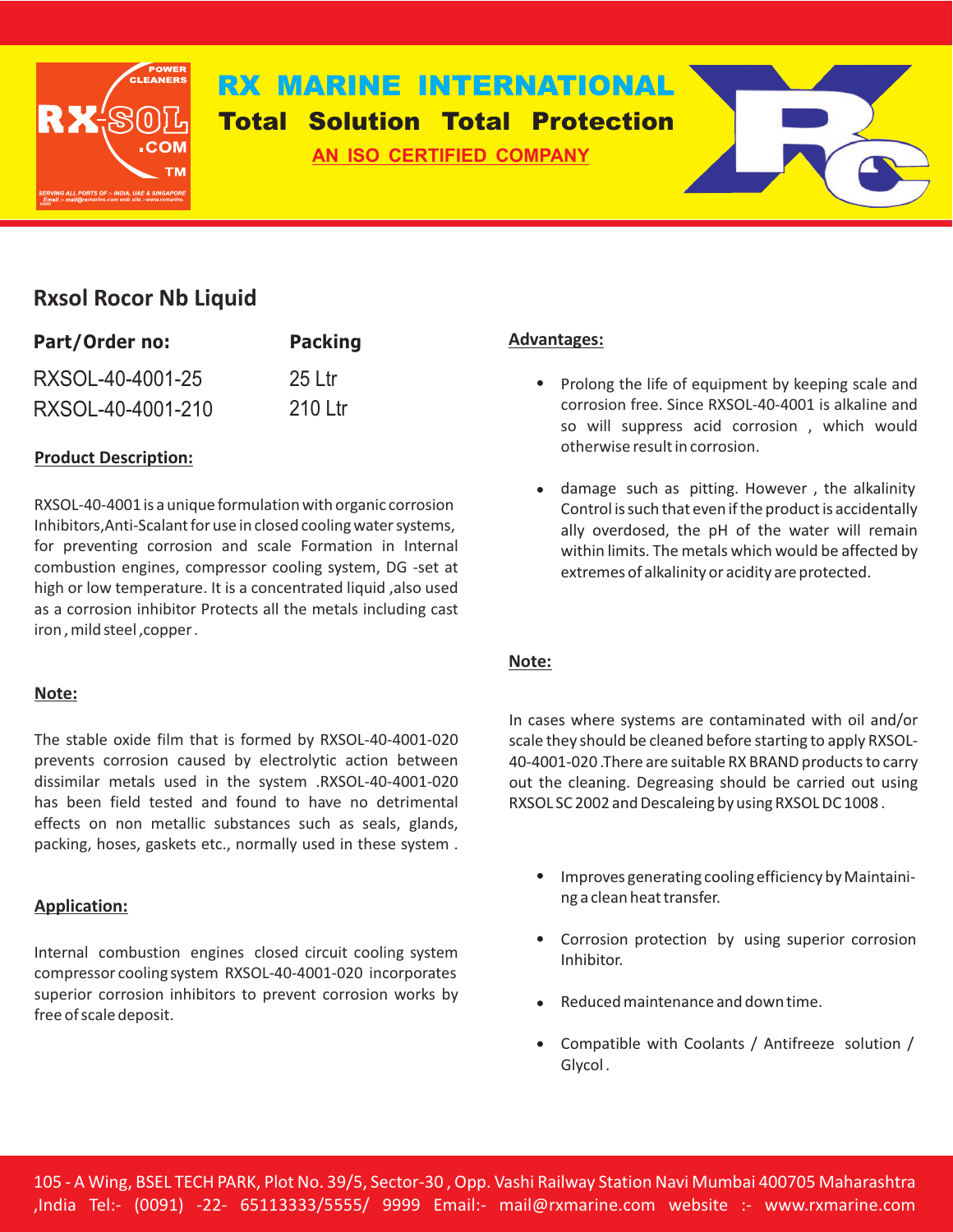# RX MARINE INTERNATIONAL

**Total Solution Total Protection**

AN ISO CERTIFIED COMPANY

## Rxsol Rocor Nb Liquid

| Part/Order no: | Packing |
|---|---|
| RXSOL-40-4001-25 | 25 Ltr |
| RXSOL-40-4001-210 | 210 Ltr |

### Product Description:

RXSOL-40-4001 is a unique formulation with organic corrosion Inhibitors,Anti-Scalant for use in closed cooling water systems, for preventing corrosion and scale Formation in Internal combustion engines, compressor cooling system, DG -set at high or low temperature. It is a concentrated liquid ,also used as a corrosion inhibitor Protects all the metals including cast iron , mild steel ,copper .

### Note:

The stable oxide film that is formed by RXSOL-40-4001-020 prevents corrosion caused by electrolytic action between dissimilar metals used in the system .RXSOL-40-4001-020 has been field tested and found to have no detrimental effects on non metallic substances such as seals, glands, packing, hoses, gaskets etc., normally used in these system .

### Application:

Internal combustion engines closed circuit cooling system compressor cooling system RXSOL-40-4001-020 incorporates superior corrosion inhibitors to prevent corrosion works by free of scale deposit.

### Advantages:

- Prolong the life of equipment by keeping scale and corrosion free. Since RXSOL-40-4001 is alkaline and so will suppress acid corrosion , which would otherwise result in corrosion.
- damage such as pitting. However , the alkalinity Control is such that even if the product is accidentally ally overdosed, the pH of the water will remain within limits. The metals which would be affected by extremes of alkalinity or acidity are protected.

### Note:

In cases where systems are contaminated with oil and/or scale they should be cleaned before starting to apply RXSOL-40-4001-020 .There are suitable RX BRAND products to carry out the cleaning. Degreasing should be carried out using RXSOL SC 2002 and Descaleing by using RXSOL DC 1008 .

- Improves generating cooling efficiency by Maintaining a clean heat transfer.
- Corrosion protection by using superior corrosion Inhibitor.
- Reduced maintenance and down time.
- Compatible with Coolants / Antifreeze solution / Glycol .

105 - A Wing, BSEL TECH PARK, Plot No. 39/5, Sector-30 , Opp. Vashi Railway Station Navi Mumbai 400705 Maharashtra ,India Tel:- (0091) -22- 65113333/5555/ 9999 Email:- mail@rxmarine.com website :- www.rxmarine.com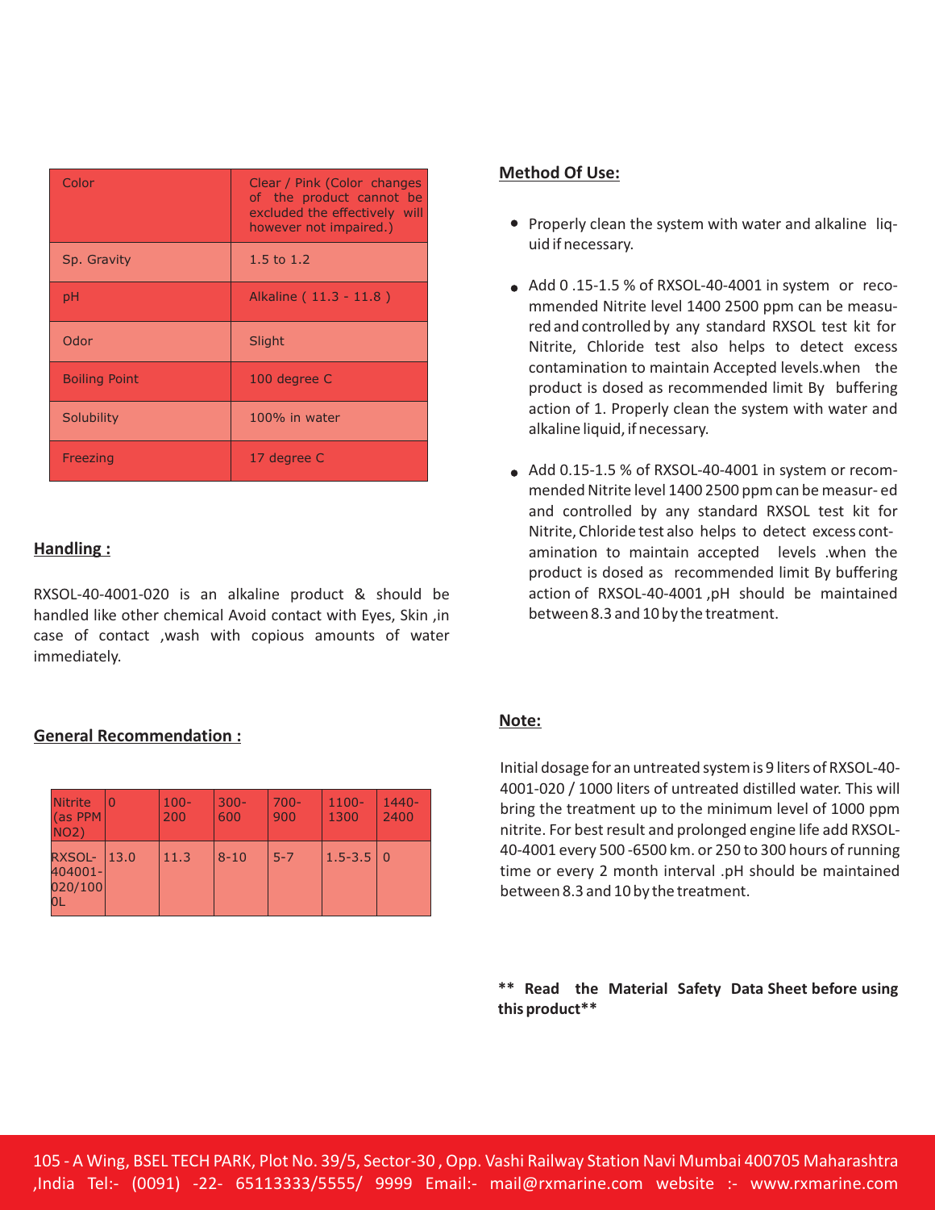| | |
|---|---|
| Color | Clear / Pink (Color changes of the product cannot be excluded the effectively will however not impaired.) |
| Sp. Gravity | 1.5 to 1.2 |
| pH | Alkaline ( 11.3 - 11.8 ) |
| Odor | Slight |
| Boiling Point | 100 degree C |
| Solubility | 100% in water |
| Freezing | 17 degree C |

## Handling :

RXSOL-40-4001-020 is an alkaline product & should be handled like other chemical Avoid contact with Eyes, Skin ,in case of contact ,wash with copious amounts of water immediately.

## General Recommendation :

| Nitrite (as PPM NO2) | 0 | 100-200 | 300-600 | 700-900 | 1100-1300 | 1440-2400 |
|---|---|---|---|---|---|---|
| RXSOL-404001-020/100 0L | 13.0 | 11.3 | 8-10 | 5-7 | 1.5-3.5 | 0 |

## Method Of Use:

- Properly clean the system with water and alkaline liquid if necessary.
- Add 0 .15-1.5 % of RXSOL-40-4001 in system or recommended Nitrite level 1400 2500 ppm can be measured and controlled by any standard RXSOL test kit for Nitrite, Chloride test also helps to detect excess contamination to maintain Accepted levels.when the product is dosed as recommended limit By buffering action of 1. Properly clean the system with water and alkaline liquid, if necessary.
- Add 0.15-1.5 % of RXSOL-40-4001 in system or recommended Nitrite level 1400 2500 ppm can be measur- ed and controlled by any standard RXSOL test kit for Nitrite, Chloride test also helps to detect excess contamination to maintain accepted levels .when the product is dosed as recommended limit By buffering action of RXSOL-40-4001 ,pH should be maintained between 8.3 and 10 by the treatment.

## Note:

Initial dosage for an untreated system is 9 liters of RXSOL-40-4001-020 / 1000 liters of untreated distilled water. This will bring the treatment up to the minimum level of 1000 ppm nitrite. For best result and prolonged engine life add RXSOL-40-4001 every 500 -6500 km. or 250 to 300 hours of running time or every 2 month interval .pH should be maintained between 8.3 and 10 by the treatment.

**** Read the Material Safety Data Sheet before using this product****

105 - A Wing, BSEL TECH PARK, Plot No. 39/5, Sector-30 , Opp. Vashi Railway Station Navi Mumbai 400705 Maharashtra ,India Tel:- (0091) -22- 65113333/5555/ 9999 Email:- mail@rxmarine.com website :- www.rxmarine.com